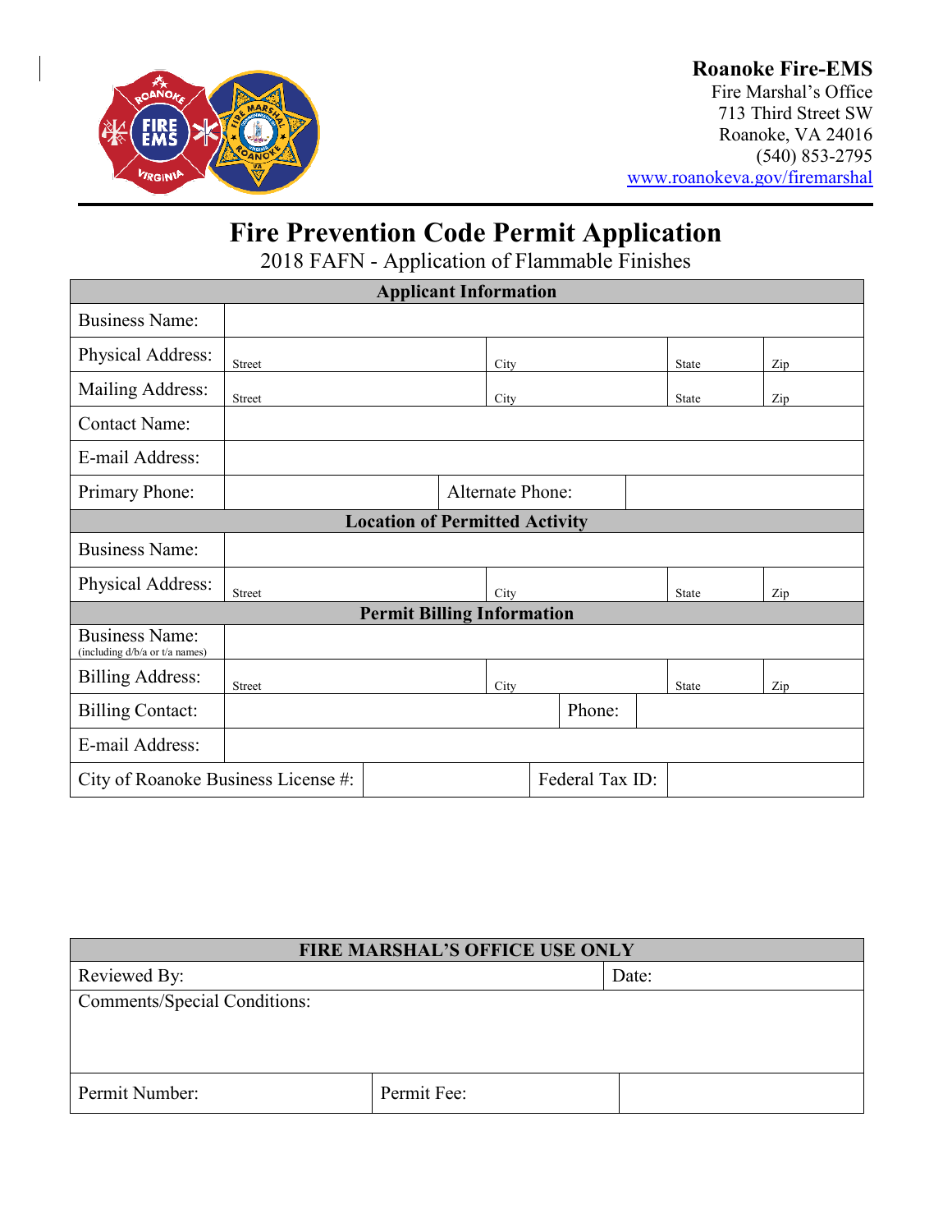**Roanoke Fire-EMS**
Fire Marshal's Office
713 Third Street SW
Roanoke, VA 24016
(540) 853-2795
www.roanokeva.gov/firemarshal

# Fire Prevention Code Permit Application

## 2018 FAFN - Application of Flammable Finishes

| Applicant Information | | | | |
|---|---|---|---|---|
| Business Name: | | | | |
| Physical Address: | Street | City | State | Zip |
| Mailing Address: | Street | City | State | Zip |
| Contact Name: | | | | |
| E-mail Address: | | | | |
| Primary Phone: | | Alternate Phone: | | |
| **Location of Permitted Activity** | | | | |
| Business Name: | | | | |
| Physical Address: | Street | City | State | Zip |
| **Permit Billing Information** | | | | |
| Business Name: (including d/b/a or t/a names) | | | | |
| Billing Address: | Street | City | State | Zip |
| Billing Contact: | | Phone: | | |
| E-mail Address: | | | | |
| City of Roanoke Business License #: | | Federal Tax ID: | | |

| FIRE MARSHAL'S OFFICE USE ONLY | | |
|---|---|---|
| Reviewed By: | | Date: |
| Comments/Special Conditions: | | |
| Permit Number: | Permit Fee: | |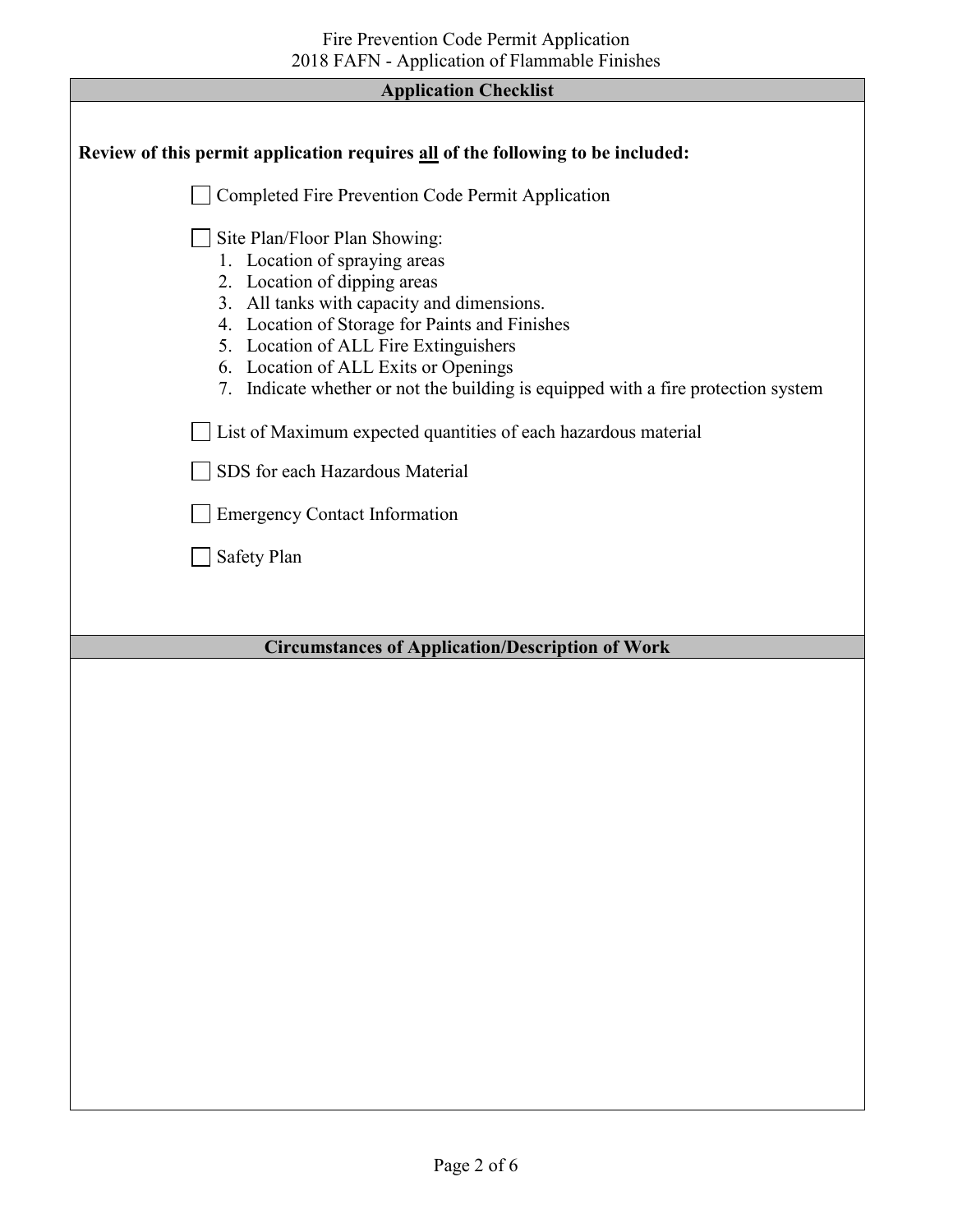## Application Checklist

**Review of this permit application requires all of the following to be included:**

- ☐ Completed Fire Prevention Code Permit Application
- ☐ Site Plan/Floor Plan Showing:
  1. Location of spraying areas
  2. Location of dipping areas
  3. All tanks with capacity and dimensions.
  4. Location of Storage for Paints and Finishes
  5. Location of ALL Fire Extinguishers
  6. Location of ALL Exits or Openings
  7. Indicate whether or not the building is equipped with a fire protection system
- ☐ List of Maximum expected quantities of each hazardous material
- ☐ SDS for each Hazardous Material
- ☐ Emergency Contact Information
- ☐ Safety Plan

## Circumstances of Application/Description of Work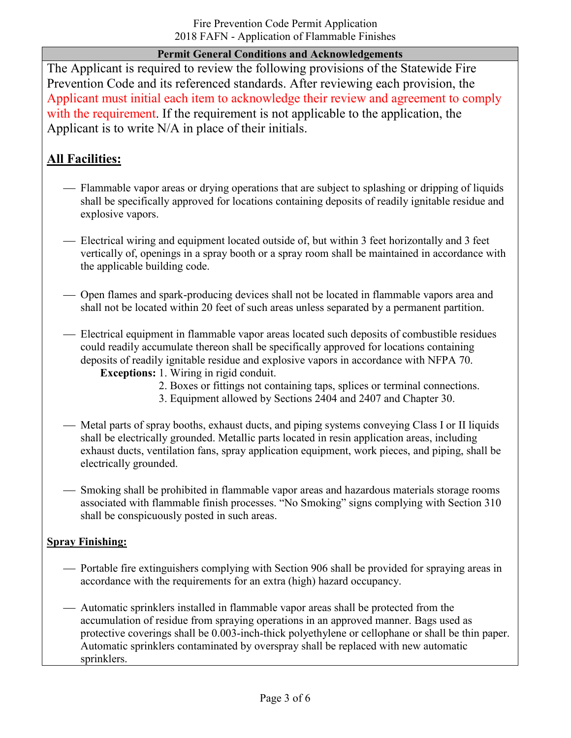Fire Prevention Code Permit Application
2018 FAFN - Application of Flammable Finishes

**Permit General Conditions and Acknowledgements**

The Applicant is required to review the following provisions of the Statewide Fire Prevention Code and its referenced standards. After reviewing each provision, the Applicant must initial each item to acknowledge their review and agreement to comply with the requirement. If the requirement is not applicable to the application, the Applicant is to write N/A in place of their initials.

## All Facilities:

___ Flammable vapor areas or drying operations that are subject to splashing or dripping of liquids shall be specifically approved for locations containing deposits of readily ignitable residue and explosive vapors.

___ Electrical wiring and equipment located outside of, but within 3 feet horizontally and 3 feet vertically of, openings in a spray booth or a spray room shall be maintained in accordance with the applicable building code.

___ Open flames and spark-producing devices shall not be located in flammable vapors area and shall not be located within 20 feet of such areas unless separated by a permanent partition.

___ Electrical equipment in flammable vapor areas located such deposits of combustible residues could readily accumulate thereon shall be specifically approved for locations containing deposits of readily ignitable residue and explosive vapors in accordance with NFPA 70.

**Exceptions:** 1. Wiring in rigid conduit.
2. Boxes or fittings not containing taps, splices or terminal connections.
3. Equipment allowed by Sections 2404 and 2407 and Chapter 30.

___ Metal parts of spray booths, exhaust ducts, and piping systems conveying Class I or II liquids shall be electrically grounded. Metallic parts located in resin application areas, including exhaust ducts, ventilation fans, spray application equipment, work pieces, and piping, shall be electrically grounded.

___ Smoking shall be prohibited in flammable vapor areas and hazardous materials storage rooms associated with flammable finish processes. "No Smoking" signs complying with Section 310 shall be conspicuously posted in such areas.

### Spray Finishing:

___ Portable fire extinguishers complying with Section 906 shall be provided for spraying areas in accordance with the requirements for an extra (high) hazard occupancy.

___ Automatic sprinklers installed in flammable vapor areas shall be protected from the accumulation of residue from spraying operations in an approved manner. Bags used as protective coverings shall be 0.003-inch-thick polyethylene or cellophane or shall be thin paper. Automatic sprinklers contaminated by overspray shall be replaced with new automatic sprinklers.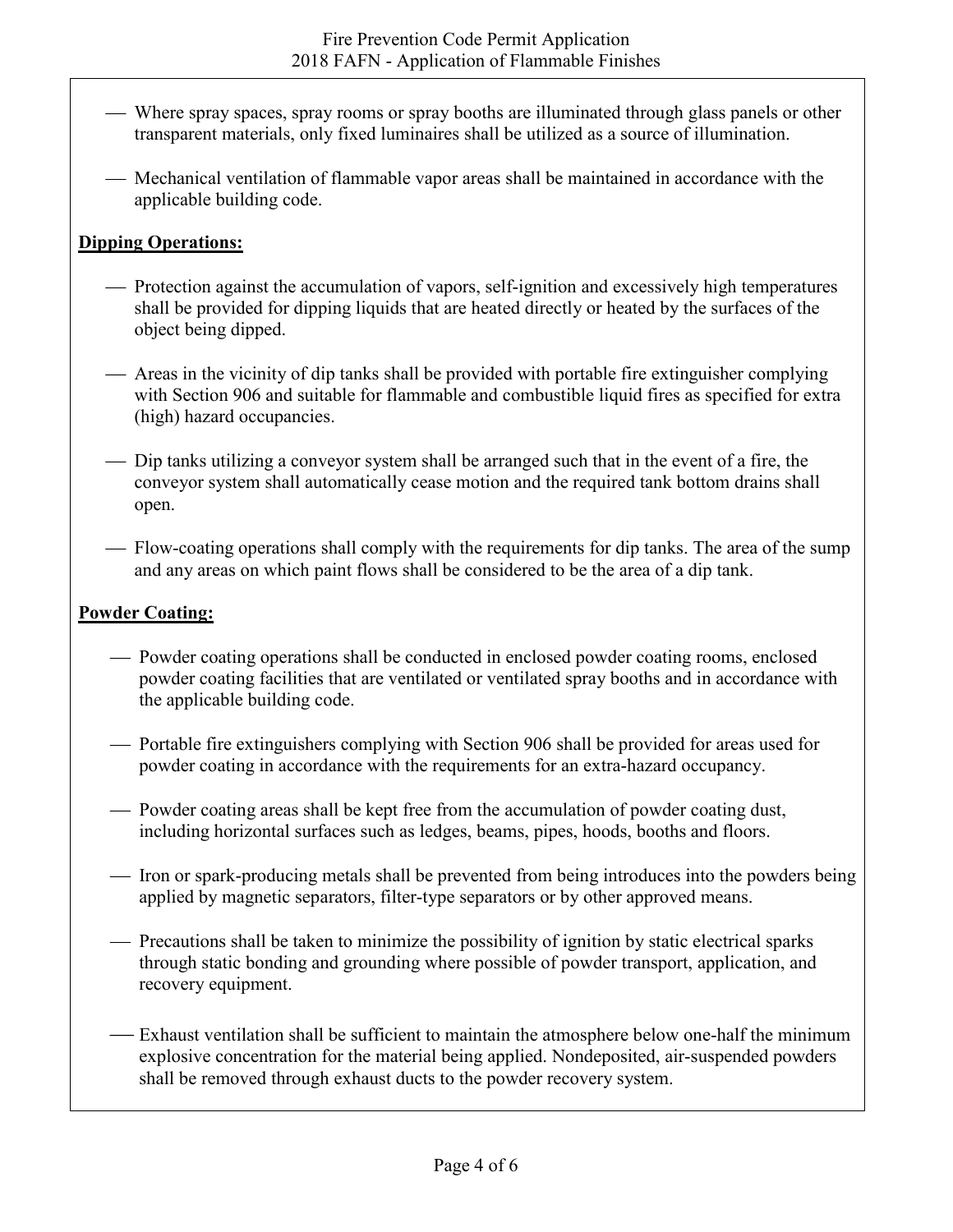- Where spray spaces, spray rooms or spray booths are illuminated through glass panels or other transparent materials, only fixed luminaires shall be utilized as a source of illumination.
- Mechanical ventilation of flammable vapor areas shall be maintained in accordance with the applicable building code.

**Dipping Operations:**

- Protection against the accumulation of vapors, self-ignition and excessively high temperatures shall be provided for dipping liquids that are heated directly or heated by the surfaces of the object being dipped.
- Areas in the vicinity of dip tanks shall be provided with portable fire extinguisher complying with Section 906 and suitable for flammable and combustible liquid fires as specified for extra (high) hazard occupancies.
- Dip tanks utilizing a conveyor system shall be arranged such that in the event of a fire, the conveyor system shall automatically cease motion and the required tank bottom drains shall open.
- Flow-coating operations shall comply with the requirements for dip tanks. The area of the sump and any areas on which paint flows shall be considered to be the area of a dip tank.

**Powder Coating:**

- Powder coating operations shall be conducted in enclosed powder coating rooms, enclosed powder coating facilities that are ventilated or ventilated spray booths and in accordance with the applicable building code.
- Portable fire extinguishers complying with Section 906 shall be provided for areas used for powder coating in accordance with the requirements for an extra-hazard occupancy.
- Powder coating areas shall be kept free from the accumulation of powder coating dust, including horizontal surfaces such as ledges, beams, pipes, hoods, booths and floors.
- Iron or spark-producing metals shall be prevented from being introduces into the powders being applied by magnetic separators, filter-type separators or by other approved means.
- Precautions shall be taken to minimize the possibility of ignition by static electrical sparks through static bonding and grounding where possible of powder transport, application, and recovery equipment.
- Exhaust ventilation shall be sufficient to maintain the atmosphere below one-half the minimum explosive concentration for the material being applied. Nondeposited, air-suspended powders shall be removed through exhaust ducts to the powder recovery system.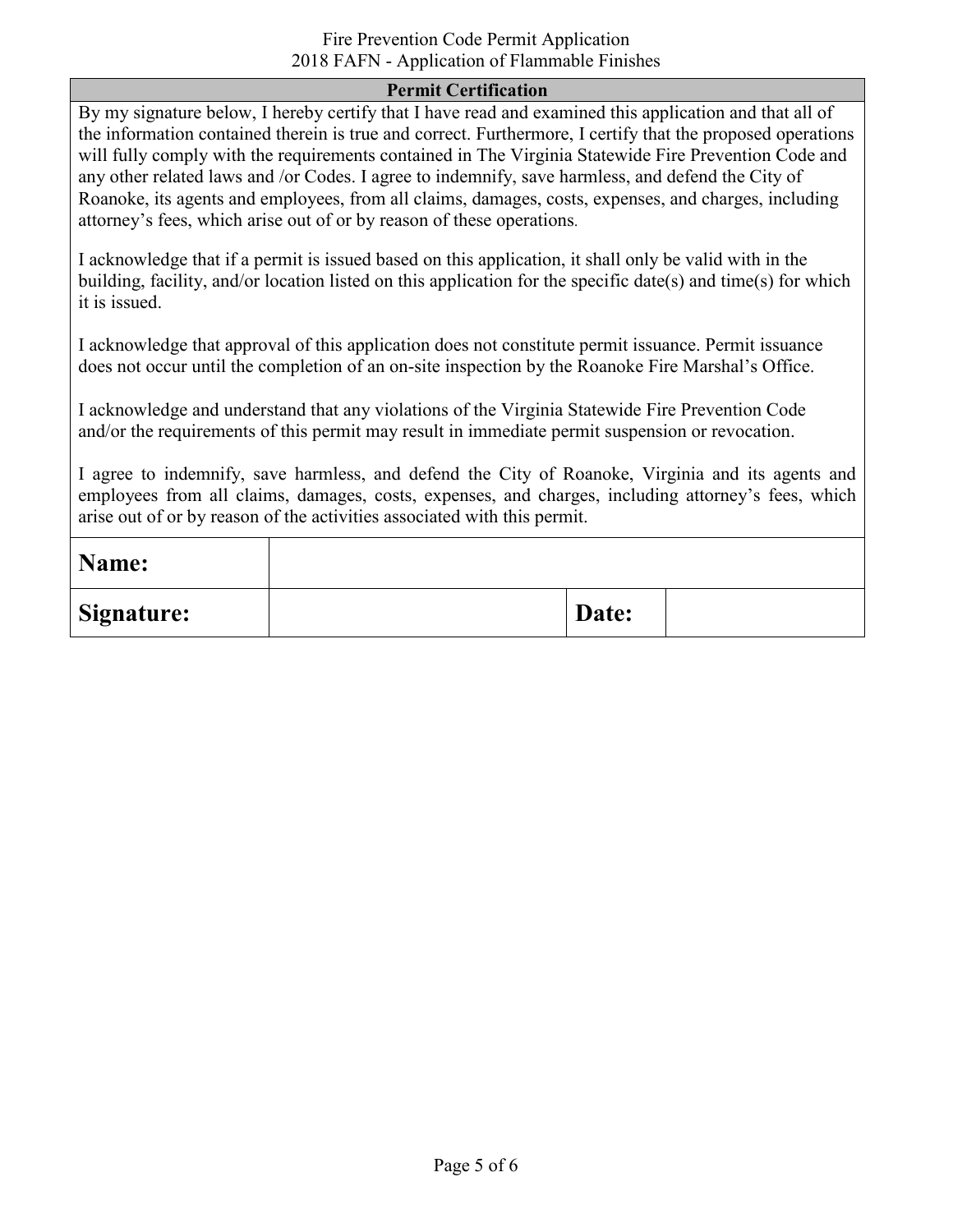## Permit Certification

By my signature below, I hereby certify that I have read and examined this application and that all of the information contained therein is true and correct. Furthermore, I certify that the proposed operations will fully comply with the requirements contained in The Virginia Statewide Fire Prevention Code and any other related laws and /or Codes. I agree to indemnify, save harmless, and defend the City of Roanoke, its agents and employees, from all claims, damages, costs, expenses, and charges, including attorney's fees, which arise out of or by reason of these operations.

I acknowledge that if a permit is issued based on this application, it shall only be valid with in the building, facility, and/or location listed on this application for the specific date(s) and time(s) for which it is issued.

I acknowledge that approval of this application does not constitute permit issuance. Permit issuance does not occur until the completion of an on-site inspection by the Roanoke Fire Marshal's Office.

I acknowledge and understand that any violations of the Virginia Statewide Fire Prevention Code and/or the requirements of this permit may result in immediate permit suspension or revocation.

I agree to indemnify, save harmless, and defend the City of Roanoke, Virginia and its agents and employees from all claims, damages, costs, expenses, and charges, including attorney's fees, which arise out of or by reason of the activities associated with this permit.

| **Name:** | | | |
|---|---|---|---|
| **Signature:** | | **Date:** | |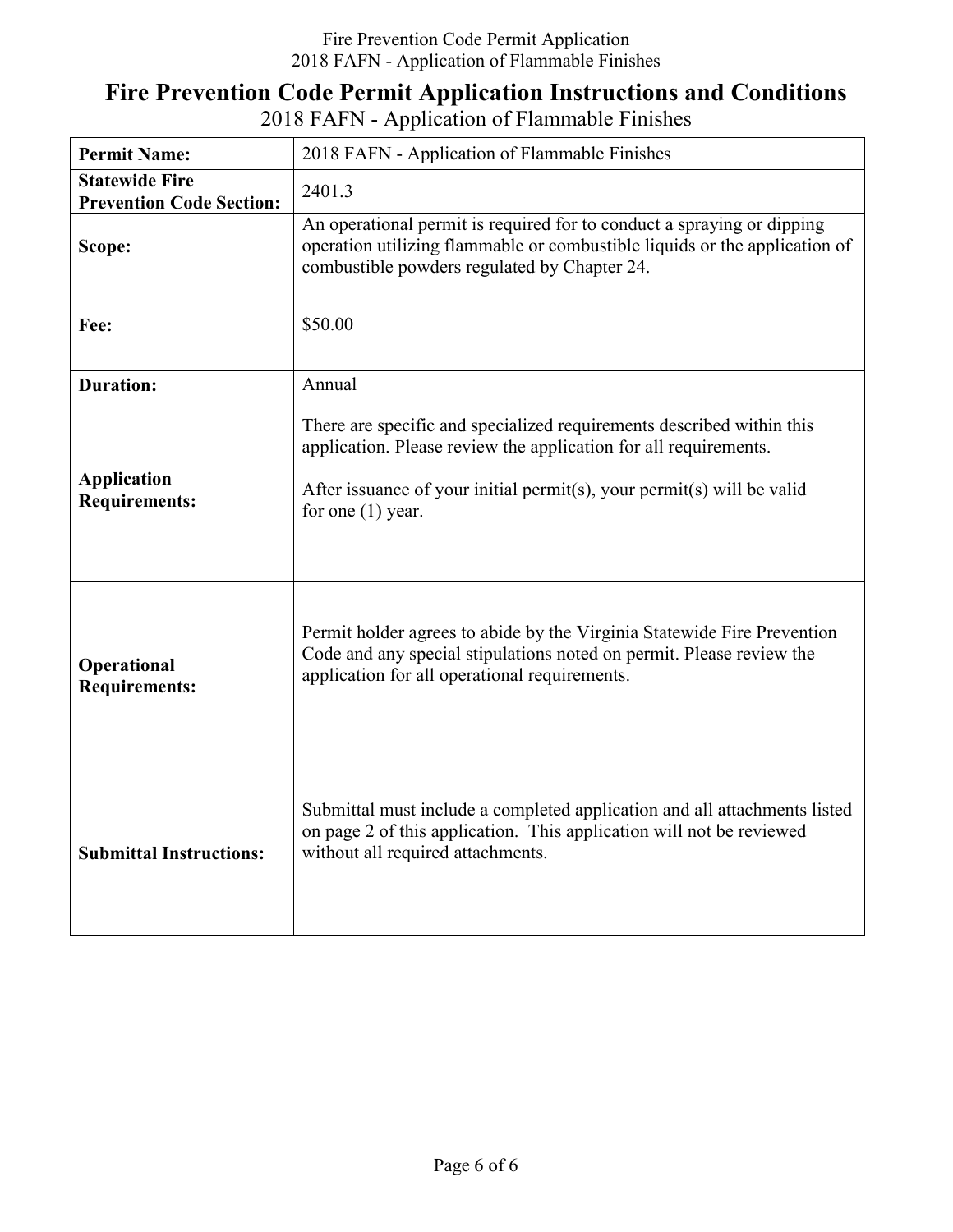# Fire Prevention Code Permit Application Instructions and Conditions

2018 FAFN - Application of Flammable Finishes

| | |
|---|---|
| **Permit Name:** | 2018 FAFN - Application of Flammable Finishes |
| **Statewide Fire Prevention Code Section:** | 2401.3 |
| **Scope:** | An operational permit is required for to conduct a spraying or dipping operation utilizing flammable or combustible liquids or the application of combustible powders regulated by Chapter 24. |
| **Fee:** | $50.00 |
| **Duration:** | Annual |
| **Application Requirements:** | There are specific and specialized requirements described within this application. Please review the application for all requirements.<br><br>After issuance of your initial permit(s), your permit(s) will be valid for one (1) year. |
| **Operational Requirements:** | Permit holder agrees to abide by the Virginia Statewide Fire Prevention Code and any special stipulations noted on permit. Please review the application for all operational requirements. |
| **Submittal Instructions:** | Submittal must include a completed application and all attachments listed on page 2 of this application. This application will not be reviewed without all required attachments. |